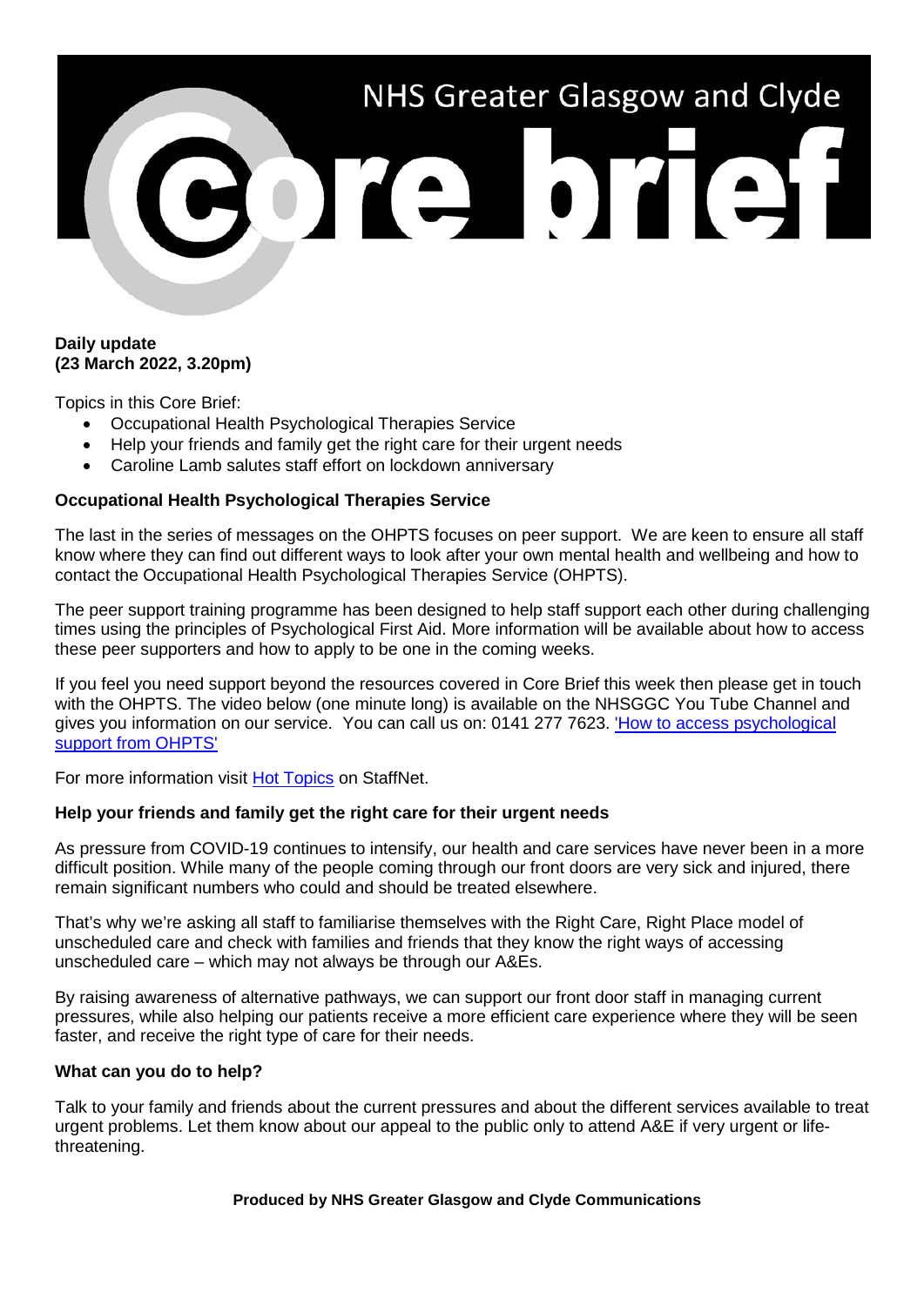# NHS Greater Glasgow and Clyde Core brief

**Daily update**
**(23 March 2022, 3.20pm)**

Topics in this Core Brief:

- Occupational Health Psychological Therapies Service
- Help your friends and family get the right care for their urgent needs
- Caroline Lamb salutes staff effort on lockdown anniversary

## Occupational Health Psychological Therapies Service

The last in the series of messages on the OHPTS focuses on peer support. We are keen to ensure all staff know where they can find out different ways to look after your own mental health and wellbeing and how to contact the Occupational Health Psychological Therapies Service (OHPTS).

The peer support training programme has been designed to help staff support each other during challenging times using the principles of Psychological First Aid. More information will be available about how to access these peer supporters and how to apply to be one in the coming weeks.

If you feel you need support beyond the resources covered in Core Brief this week then please get in touch with the OHPTS. The video below (one minute long) is available on the NHSGGC You Tube Channel and gives you information on our service. You can call us on: 0141 277 7623. ['How to access psychological support from OHPTS']()

For more information visit [Hot Topics]() on StaffNet.

## Help your friends and family get the right care for their urgent needs

As pressure from COVID-19 continues to intensify, our health and care services have never been in a more difficult position. While many of the people coming through our front doors are very sick and injured, there remain significant numbers who could and should be treated elsewhere.

That's why we're asking all staff to familiarise themselves with the Right Care, Right Place model of unscheduled care and check with families and friends that they know the right ways of accessing unscheduled care – which may not always be through our A&Es.

By raising awareness of alternative pathways, we can support our front door staff in managing current pressures, while also helping our patients receive a more efficient care experience where they will be seen faster, and receive the right type of care for their needs.

### What can you do to help?

Talk to your family and friends about the current pressures and about the different services available to treat urgent problems. Let them know about our appeal to the public only to attend A&E if very urgent or life-threatening.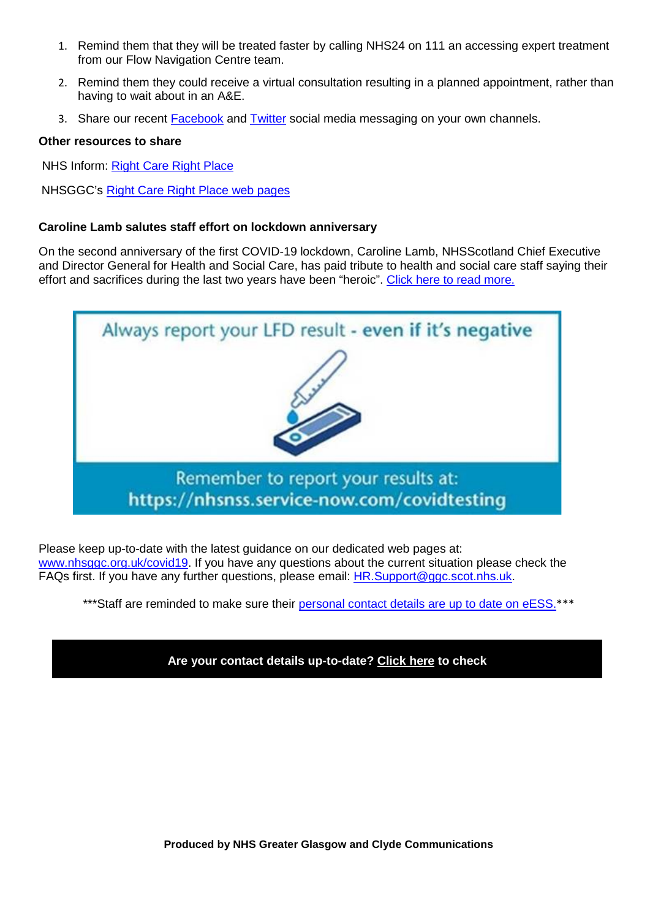1. Remind them that they will be treated faster by calling NHS24 on 111 an accessing expert treatment from our Flow Navigation Centre team.
2. Remind them they could receive a virtual consultation resulting in a planned appointment, rather than having to wait about in an A&E.
3. Share our recent Facebook and Twitter social media messaging on your own channels.

**Other resources to share**

NHS Inform: Right Care Right Place

NHSGGC's Right Care Right Place web pages

**Caroline Lamb salutes staff effort on lockdown anniversary**

On the second anniversary of the first COVID-19 lockdown, Caroline Lamb, NHSScotland Chief Executive and Director General for Health and Social Care, has paid tribute to health and social care staff saying their effort and sacrifices during the last two years have been "heroic". Click here to read more.

Always report your LFD result - even if it's negative

Remember to report your results at:
https://nhsnss.service-now.com/covidtesting

Please keep up-to-date with the latest guidance on our dedicated web pages at: www.nhsggc.org.uk/covid19. If you have any questions about the current situation please check the FAQs first. If you have any further questions, please email: HR.Support@ggc.scot.nhs.uk.

\*\*\*Staff are reminded to make sure their personal contact details are up to date on eESS.\*\*\*

**Are your contact details up-to-date? Click here to check**

**Produced by NHS Greater Glasgow and Clyde Communications**